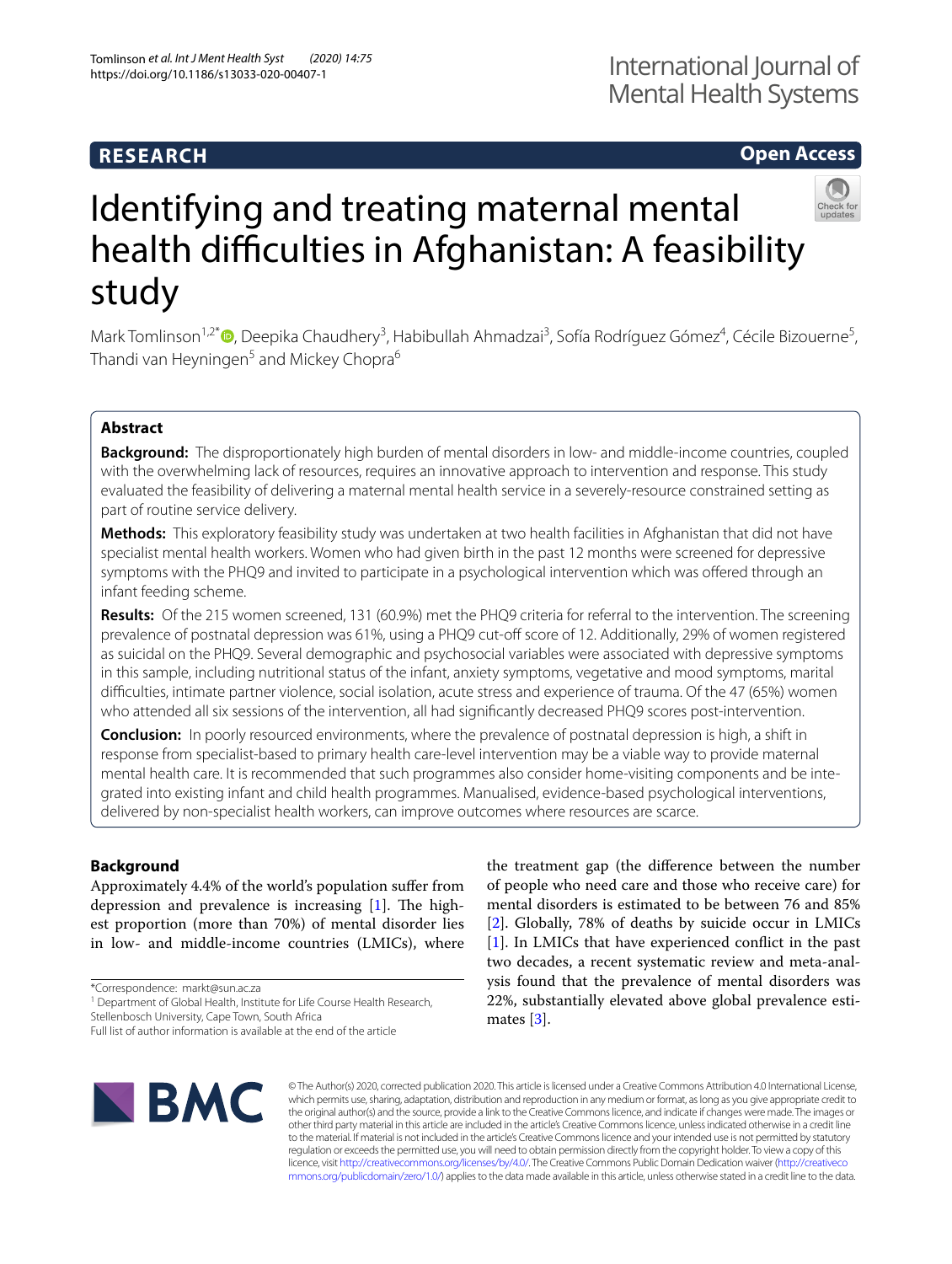RESEARCH

Open Access

# Identifying and treating maternal mental health difficulties in Afghanistan: A feasibility study

Mark Tomlinson[1,2*], Deepika Chaudhery[3], Habibullah Ahmadzai[3], Sofía Rodríguez Gómez[4], Cécile Bizouerne[5], Thandi van Heyningen[5] and Mickey Chopra[6]

## Abstract

**Background:** The disproportionately high burden of mental disorders in low- and middle-income countries, coupled with the overwhelming lack of resources, requires an innovative approach to intervention and response. This study evaluated the feasibility of delivering a maternal mental health service in a severely-resource constrained setting as part of routine service delivery.

**Methods:** This exploratory feasibility study was undertaken at two health facilities in Afghanistan that did not have specialist mental health workers. Women who had given birth in the past 12 months were screened for depressive symptoms with the PHQ9 and invited to participate in a psychological intervention which was offered through an infant feeding scheme.

**Results:** Of the 215 women screened, 131 (60.9%) met the PHQ9 criteria for referral to the intervention. The screening prevalence of postnatal depression was 61%, using a PHQ9 cut-off score of 12. Additionally, 29% of women registered as suicidal on the PHQ9. Several demographic and psychosocial variables were associated with depressive symptoms in this sample, including nutritional status of the infant, anxiety symptoms, vegetative and mood symptoms, marital difficulties, intimate partner violence, social isolation, acute stress and experience of trauma. Of the 47 (65%) women who attended all six sessions of the intervention, all had significantly decreased PHQ9 scores post-intervention.

**Conclusion:** In poorly resourced environments, where the prevalence of postnatal depression is high, a shift in response from specialist-based to primary health care-level intervention may be a viable way to provide maternal mental health care. It is recommended that such programmes also consider home-visiting components and be integrated into existing infant and child health programmes. Manualised, evidence-based psychological interventions, delivered by non-specialist health workers, can improve outcomes where resources are scarce.

## Background

Approximately 4.4% of the world's population suffer from depression and prevalence is increasing [1]. The highest proportion (more than 70%) of mental disorder lies in low- and middle-income countries (LMICs), where the treatment gap (the difference between the number of people who need care and those who receive care) for mental disorders is estimated to be between 76 and 85% [2]. Globally, 78% of deaths by suicide occur in LMICs [1]. In LMICs that have experienced conflict in the past two decades, a recent systematic review and meta-analysis found that the prevalence of mental disorders was 22%, substantially elevated above global prevalence estimates [3].

*Correspondence: markt@sun.ac.za
[1] Department of Global Health, Institute for Life Course Health Research, Stellenbosch University, Cape Town, South Africa
Full list of author information is available at the end of the article

© The Author(s) 2020, corrected publication 2020. This article is licensed under a Creative Commons Attribution 4.0 International License, which permits use, sharing, adaptation, distribution and reproduction in any medium or format, as long as you give appropriate credit to the original author(s) and the source, provide a link to the Creative Commons licence, and indicate if changes were made. The images or other third party material in this article are included in the article's Creative Commons licence, unless indicated otherwise in a credit line to the material. If material is not included in the article's Creative Commons licence and your intended use is not permitted by statutory regulation or exceeds the permitted use, you will need to obtain permission directly from the copyright holder. To view a copy of this licence, visit http://creativecommons.org/licenses/by/4.0/. The Creative Commons Public Domain Dedication waiver (http://creativecommons.org/publicdomain/zero/1.0/) applies to the data made available in this article, unless otherwise stated in a credit line to the data.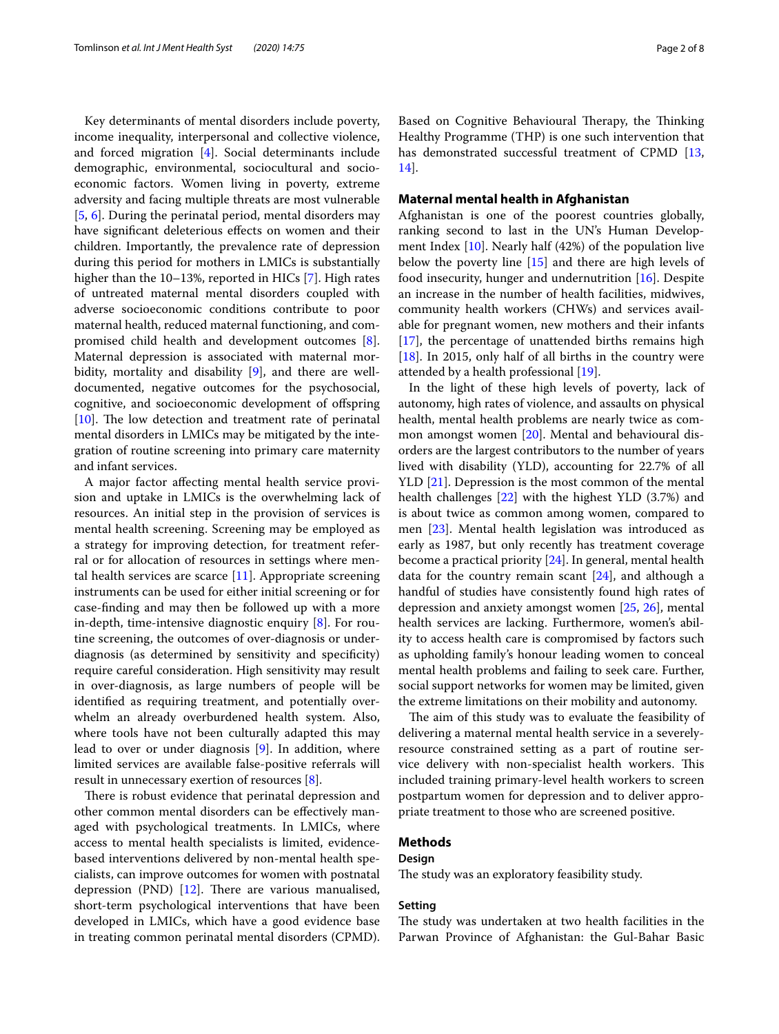Key determinants of mental disorders include poverty, income inequality, interpersonal and collective violence, and forced migration [4]. Social determinants include demographic, environmental, sociocultural and socio-economic factors. Women living in poverty, extreme adversity and facing multiple threats are most vulnerable [5, 6]. During the perinatal period, mental disorders may have significant deleterious effects on women and their children. Importantly, the prevalence rate of depression during this period for mothers in LMICs is substantially higher than the 10–13%, reported in HICs [7]. High rates of untreated maternal mental disorders coupled with adverse socioeconomic conditions contribute to poor maternal health, reduced maternal functioning, and compromised child health and development outcomes [8]. Maternal depression is associated with maternal morbidity, mortality and disability [9], and there are well-documented, negative outcomes for the psychosocial, cognitive, and socioeconomic development of offspring [10]. The low detection and treatment rate of perinatal mental disorders in LMICs may be mitigated by the integration of routine screening into primary care maternity and infant services.

A major factor affecting mental health service provision and uptake in LMICs is the overwhelming lack of resources. An initial step in the provision of services is mental health screening. Screening may be employed as a strategy for improving detection, for treatment referral or for allocation of resources in settings where mental health services are scarce [11]. Appropriate screening instruments can be used for either initial screening or for case-finding and may then be followed up with a more in-depth, time-intensive diagnostic enquiry [8]. For routine screening, the outcomes of over-diagnosis or under-diagnosis (as determined by sensitivity and specificity) require careful consideration. High sensitivity may result in over-diagnosis, as large numbers of people will be identified as requiring treatment, and potentially overwhelm an already overburdened health system. Also, where tools have not been culturally adapted this may lead to over or under diagnosis [9]. In addition, where limited services are available false-positive referrals will result in unnecessary exertion of resources [8].

There is robust evidence that perinatal depression and other common mental disorders can be effectively managed with psychological treatments. In LMICs, where access to mental health specialists is limited, evidence-based interventions delivered by non-mental health specialists, can improve outcomes for women with postnatal depression (PND) [12]. There are various manualised, short-term psychological interventions that have been developed in LMICs, which have a good evidence base in treating common perinatal mental disorders (CPMD). Based on Cognitive Behavioural Therapy, the Thinking Healthy Programme (THP) is one such intervention that has demonstrated successful treatment of CPMD [13, 14].

## Maternal mental health in Afghanistan

Afghanistan is one of the poorest countries globally, ranking second to last in the UN's Human Development Index [10]. Nearly half (42%) of the population live below the poverty line [15] and there are high levels of food insecurity, hunger and undernutrition [16]. Despite an increase in the number of health facilities, midwives, community health workers (CHWs) and services available for pregnant women, new mothers and their infants [17], the percentage of unattended births remains high [18]. In 2015, only half of all births in the country were attended by a health professional [19].

In the light of these high levels of poverty, lack of autonomy, high rates of violence, and assaults on physical health, mental health problems are nearly twice as common amongst women [20]. Mental and behavioural disorders are the largest contributors to the number of years lived with disability (YLD), accounting for 22.7% of all YLD [21]. Depression is the most common of the mental health challenges [22] with the highest YLD (3.7%) and is about twice as common among women, compared to men [23]. Mental health legislation was introduced as early as 1987, but only recently has treatment coverage become a practical priority [24]. In general, mental health data for the country remain scant [24], and although a handful of studies have consistently found high rates of depression and anxiety amongst women [25, 26], mental health services are lacking. Furthermore, women's ability to access health care is compromised by factors such as upholding family's honour leading women to conceal mental health problems and failing to seek care. Further, social support networks for women may be limited, given the extreme limitations on their mobility and autonomy.

The aim of this study was to evaluate the feasibility of delivering a maternal mental health service in a severely-resource constrained setting as a part of routine service delivery with non-specialist health workers. This included training primary-level health workers to screen postpartum women for depression and to deliver appropriate treatment to those who are screened positive.

## Methods

### Design

The study was an exploratory feasibility study.

### Setting

The study was undertaken at two health facilities in the Parwan Province of Afghanistan: the Gul-Bahar Basic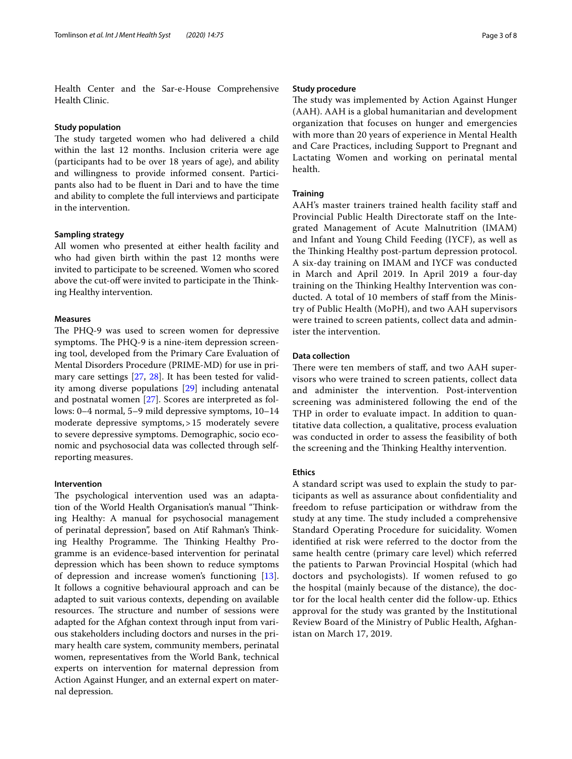Health Center and the Sar-e-House Comprehensive Health Clinic.

### Study population

The study targeted women who had delivered a child within the last 12 months. Inclusion criteria were age (participants had to be over 18 years of age), and ability and willingness to provide informed consent. Participants also had to be fluent in Dari and to have the time and ability to complete the full interviews and participate in the intervention.

### Sampling strategy

All women who presented at either health facility and who had given birth within the past 12 months were invited to participate to be screened. Women who scored above the cut-off were invited to participate in the Thinking Healthy intervention.

### Measures

The PHQ-9 was used to screen women for depressive symptoms. The PHQ-9 is a nine-item depression screening tool, developed from the Primary Care Evaluation of Mental Disorders Procedure (PRIME-MD) for use in primary care settings [27, 28]. It has been tested for validity among diverse populations [29] including antenatal and postnatal women [27]. Scores are interpreted as follows: 0–4 normal, 5–9 mild depressive symptoms, 10–14 moderate depressive symptoms, > 15 moderately severe to severe depressive symptoms. Demographic, socio economic and psychosocial data was collected through self-reporting measures.

### Intervention

The psychological intervention used was an adaptation of the World Health Organisation's manual "Thinking Healthy: A manual for psychosocial management of perinatal depression", based on Atif Rahman's Thinking Healthy Programme. The Thinking Healthy Programme is an evidence-based intervention for perinatal depression which has been shown to reduce symptoms of depression and increase women's functioning [13]. It follows a cognitive behavioural approach and can be adapted to suit various contexts, depending on available resources. The structure and number of sessions were adapted for the Afghan context through input from various stakeholders including doctors and nurses in the primary health care system, community members, perinatal women, representatives from the World Bank, technical experts on intervention for maternal depression from Action Against Hunger, and an external expert on maternal depression.

### Study procedure

The study was implemented by Action Against Hunger (AAH). AAH is a global humanitarian and development organization that focuses on hunger and emergencies with more than 20 years of experience in Mental Health and Care Practices, including Support to Pregnant and Lactating Women and working on perinatal mental health.

### Training

AAH's master trainers trained health facility staff and Provincial Public Health Directorate staff on the Integrated Management of Acute Malnutrition (IMAM) and Infant and Young Child Feeding (IYCF), as well as the Thinking Healthy post-partum depression protocol. A six-day training on IMAM and IYCF was conducted in March and April 2019. In April 2019 a four-day training on the Thinking Healthy Intervention was conducted. A total of 10 members of staff from the Ministry of Public Health (MoPH), and two AAH supervisors were trained to screen patients, collect data and administer the intervention.

### Data collection

There were ten members of staff, and two AAH supervisors who were trained to screen patients, collect data and administer the intervention. Post-intervention screening was administered following the end of the THP in order to evaluate impact. In addition to quantitative data collection, a qualitative, process evaluation was conducted in order to assess the feasibility of both the screening and the Thinking Healthy intervention.

### Ethics

A standard script was used to explain the study to participants as well as assurance about confidentiality and freedom to refuse participation or withdraw from the study at any time. The study included a comprehensive Standard Operating Procedure for suicidality. Women identified at risk were referred to the doctor from the same health centre (primary care level) which referred the patients to Parwan Provincial Hospital (which had doctors and psychologists). If women refused to go the hospital (mainly because of the distance), the doctor for the local health center did the follow-up. Ethics approval for the study was granted by the Institutional Review Board of the Ministry of Public Health, Afghanistan on March 17, 2019.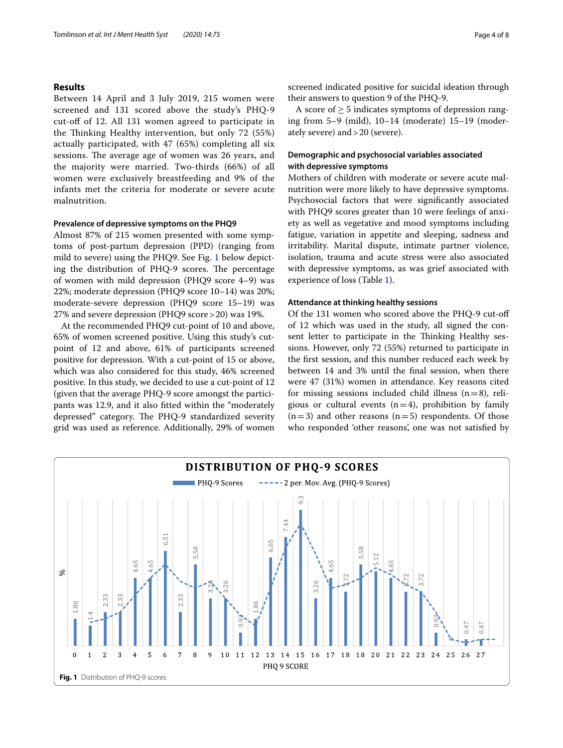## Results

Between 14 April and 3 July 2019, 215 women were screened and 131 scored above the study's PHQ-9 cut-off of 12. All 131 women agreed to participate in the Thinking Healthy intervention, but only 72 (55%) actually participated, with 47 (65%) completing all six sessions. The average age of women was 26 years, and the majority were married. Two-thirds (66%) of all women were exclusively breastfeeding and 9% of the infants met the criteria for moderate or severe acute malnutrition.

### Prevalence of depressive symptoms on the PHQ9

Almost 87% of 215 women presented with some symptoms of post-partum depression (PPD) (ranging from mild to severe) using the PHQ9. See Fig. 1 below depicting the distribution of PHQ-9 scores. The percentage of women with mild depression (PHQ9 score 4–9) was 22%; moderate depression (PHQ9 score 10–14) was 20%; moderate-severe depression (PHQ9 score 15–19) was 27% and severe depression (PHQ9 score > 20) was 19%.

At the recommended PHQ9 cut-point of 10 and above, 65% of women screened positive. Using this study's cut-point of 12 and above, 61% of participants screened positive for depression. With a cut-point of 15 or above, which was also considered for this study, 46% screened positive. In this study, we decided to use a cut-point of 12 (given that the average PHQ-9 score amongst the participants was 12.9, and it also fitted within the "moderately depressed" category. The PHQ-9 standardized severity grid was used as reference. Additionally, 29% of women screened indicated positive for suicidal ideation through their answers to question 9 of the PHQ-9.

A score of ≥ 5 indicates symptoms of depression ranging from 5–9 (mild), 10–14 (moderate) 15–19 (moderately severe) and > 20 (severe).

### Demographic and psychosocial variables associated with depressive symptoms

Mothers of children with moderate or severe acute malnutrition were more likely to have depressive symptoms. Psychosocial factors that were significantly associated with PHQ9 scores greater than 10 were feelings of anxiety as well as vegetative and mood symptoms including fatigue, variation in appetite and sleeping, sadness and irritability. Marital dispute, intimate partner violence, isolation, trauma and acute stress were also associated with depressive symptoms, as was grief associated with experience of loss (Table 1).

### Attendance at thinking healthy sessions

Of the 131 women who scored above the PHQ-9 cut-off of 12 which was used in the study, all signed the consent letter to participate in the Thinking Healthy sessions. However, only 72 (55%) returned to participate in the first session, and this number reduced each week by between 14 and 3% until the final session, when there were 47 (31%) women in attendance. Key reasons cited for missing sessions included child illness (n = 8), religious or cultural events (n = 4), prohibition by family (n = 3) and other reasons (n = 5) respondents. Of those who responded 'other reasons', one was not satisfied by

**Fig. 1** Distribution of PHQ-9 scores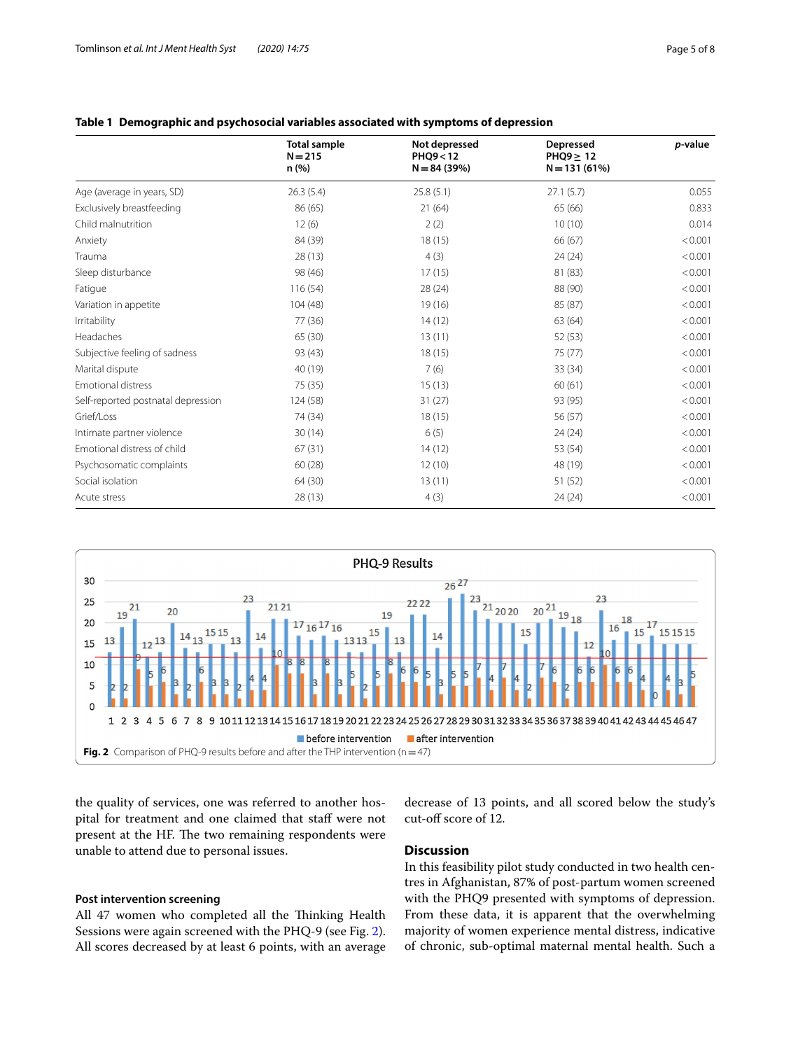**Table 1 Demographic and psychosocial variables associated with symptoms of depression**

| | Total sample N = 215 n (%) | Not depressed PHQ9 < 12 N = 84 (39%) | Depressed PHQ9 ≥ 12 N = 131 (61%) | *p*-value |
|---|---|---|---|---|
| Age (average in years, SD) | 26.3 (5.4) | 25.8 (5.1) | 27.1 (5.7) | 0.055 |
| Exclusively breastfeeding | 86 (65) | 21 (64) | 65 (66) | 0.833 |
| Child malnutrition | 12 (6) | 2 (2) | 10 (10) | 0.014 |
| Anxiety | 84 (39) | 18 (15) | 66 (67) | < 0.001 |
| Trauma | 28 (13) | 4 (3) | 24 (24) | < 0.001 |
| Sleep disturbance | 98 (46) | 17 (15) | 81 (83) | < 0.001 |
| Fatigue | 116 (54) | 28 (24) | 88 (90) | < 0.001 |
| Variation in appetite | 104 (48) | 19 (16) | 85 (87) | < 0.001 |
| Irritability | 77 (36) | 14 (12) | 63 (64) | < 0.001 |
| Headaches | 65 (30) | 13 (11) | 52 (53) | < 0.001 |
| Subjective feeling of sadness | 93 (43) | 18 (15) | 75 (77) | < 0.001 |
| Marital dispute | 40 (19) | 7 (6) | 33 (34) | < 0.001 |
| Emotional distress | 75 (35) | 15 (13) | 60 (61) | < 0.001 |
| Self-reported postnatal depression | 124 (58) | 31 (27) | 93 (95) | < 0.001 |
| Grief/Loss | 74 (34) | 18 (15) | 56 (57) | < 0.001 |
| Intimate partner violence | 30 (14) | 6 (5) | 24 (24) | < 0.001 |
| Emotional distress of child | 67 (31) | 14 (12) | 53 (54) | < 0.001 |
| Psychosomatic complaints | 60 (28) | 12 (10) | 48 (19) | < 0.001 |
| Social isolation | 64 (30) | 13 (11) | 51 (52) | < 0.001 |
| Acute stress | 28 (13) | 4 (3) | 24 (24) | < 0.001 |

**Fig. 2** Comparison of PHQ-9 results before and after the THP intervention (n = 47)

the quality of services, one was referred to another hospital for treatment and one claimed that staff were not present at the HF. The two remaining respondents were unable to attend due to personal issues.

### Post intervention screening

All 47 women who completed all the Thinking Health Sessions were again screened with the PHQ-9 (see Fig. 2). All scores decreased by at least 6 points, with an average decrease of 13 points, and all scored below the study's cut-off score of 12.

## Discussion

In this feasibility pilot study conducted in two health centres in Afghanistan, 87% of post-partum women screened with the PHQ9 presented with symptoms of depression. From these data, it is apparent that the overwhelming majority of women experience mental distress, indicative of chronic, sub-optimal maternal mental health. Such a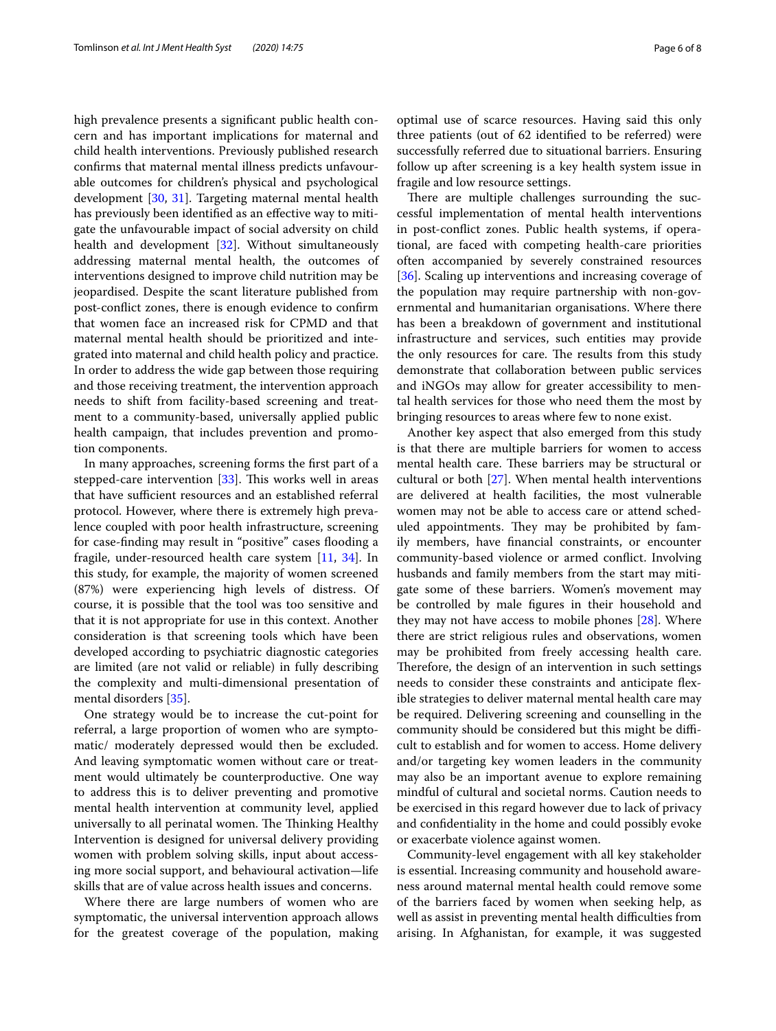high prevalence presents a significant public health concern and has important implications for maternal and child health interventions. Previously published research confirms that maternal mental illness predicts unfavourable outcomes for children's physical and psychological development [30, 31]. Targeting maternal mental health has previously been identified as an effective way to mitigate the unfavourable impact of social adversity on child health and development [32]. Without simultaneously addressing maternal mental health, the outcomes of interventions designed to improve child nutrition may be jeopardised. Despite the scant literature published from post-conflict zones, there is enough evidence to confirm that women face an increased risk for CPMD and that maternal mental health should be prioritized and integrated into maternal and child health policy and practice. In order to address the wide gap between those requiring and those receiving treatment, the intervention approach needs to shift from facility-based screening and treatment to a community-based, universally applied public health campaign, that includes prevention and promotion components.

In many approaches, screening forms the first part of a stepped-care intervention [33]. This works well in areas that have sufficient resources and an established referral protocol. However, where there is extremely high prevalence coupled with poor health infrastructure, screening for case-finding may result in "positive" cases flooding a fragile, under-resourced health care system [11, 34]. In this study, for example, the majority of women screened (87%) were experiencing high levels of distress. Of course, it is possible that the tool was too sensitive and that it is not appropriate for use in this context. Another consideration is that screening tools which have been developed according to psychiatric diagnostic categories are limited (are not valid or reliable) in fully describing the complexity and multi-dimensional presentation of mental disorders [35].

One strategy would be to increase the cut-point for referral, a large proportion of women who are symptomatic/ moderately depressed would then be excluded. And leaving symptomatic women without care or treatment would ultimately be counterproductive. One way to address this is to deliver preventing and promotive mental health intervention at community level, applied universally to all perinatal women. The Thinking Healthy Intervention is designed for universal delivery providing women with problem solving skills, input about accessing more social support, and behavioural activation—life skills that are of value across health issues and concerns.

Where there are large numbers of women who are symptomatic, the universal intervention approach allows for the greatest coverage of the population, making optimal use of scarce resources. Having said this only three patients (out of 62 identified to be referred) were successfully referred due to situational barriers. Ensuring follow up after screening is a key health system issue in fragile and low resource settings.

There are multiple challenges surrounding the successful implementation of mental health interventions in post-conflict zones. Public health systems, if operational, are faced with competing health-care priorities often accompanied by severely constrained resources [36]. Scaling up interventions and increasing coverage of the population may require partnership with non-governmental and humanitarian organisations. Where there has been a breakdown of government and institutional infrastructure and services, such entities may provide the only resources for care. The results from this study demonstrate that collaboration between public services and iNGOs may allow for greater accessibility to mental health services for those who need them the most by bringing resources to areas where few to none exist.

Another key aspect that also emerged from this study is that there are multiple barriers for women to access mental health care. These barriers may be structural or cultural or both [27]. When mental health interventions are delivered at health facilities, the most vulnerable women may not be able to access care or attend scheduled appointments. They may be prohibited by family members, have financial constraints, or encounter community-based violence or armed conflict. Involving husbands and family members from the start may mitigate some of these barriers. Women's movement may be controlled by male figures in their household and they may not have access to mobile phones [28]. Where there are strict religious rules and observations, women may be prohibited from freely accessing health care. Therefore, the design of an intervention in such settings needs to consider these constraints and anticipate flexible strategies to deliver maternal mental health care may be required. Delivering screening and counselling in the community should be considered but this might be difficult to establish and for women to access. Home delivery and/or targeting key women leaders in the community may also be an important avenue to explore remaining mindful of cultural and societal norms. Caution needs to be exercised in this regard however due to lack of privacy and confidentiality in the home and could possibly evoke or exacerbate violence against women.

Community-level engagement with all key stakeholder is essential. Increasing community and household awareness around maternal mental health could remove some of the barriers faced by women when seeking help, as well as assist in preventing mental health difficulties from arising. In Afghanistan, for example, it was suggested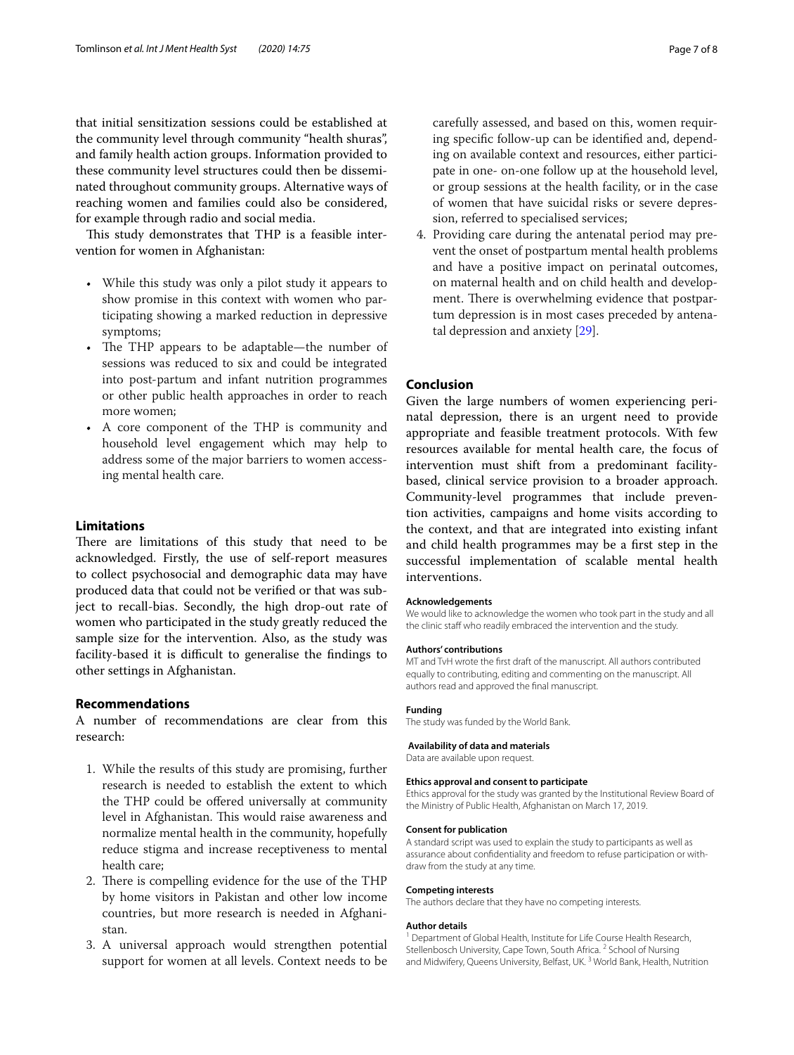that initial sensitization sessions could be established at the community level through community "health shuras", and family health action groups. Information provided to these community level structures could then be disseminated throughout community groups. Alternative ways of reaching women and families could also be considered, for example through radio and social media.

This study demonstrates that THP is a feasible intervention for women in Afghanistan:

- While this study was only a pilot study it appears to show promise in this context with women who participating showing a marked reduction in depressive symptoms;
- The THP appears to be adaptable—the number of sessions was reduced to six and could be integrated into post-partum and infant nutrition programmes or other public health approaches in order to reach more women;
- A core component of the THP is community and household level engagement which may help to address some of the major barriers to women accessing mental health care.

## Limitations

There are limitations of this study that need to be acknowledged. Firstly, the use of self-report measures to collect psychosocial and demographic data may have produced data that could not be verified or that was subject to recall-bias. Secondly, the high drop-out rate of women who participated in the study greatly reduced the sample size for the intervention. Also, as the study was facility-based it is difficult to generalise the findings to other settings in Afghanistan.

## Recommendations

A number of recommendations are clear from this research:

1. While the results of this study are promising, further research is needed to establish the extent to which the THP could be offered universally at community level in Afghanistan. This would raise awareness and normalize mental health in the community, hopefully reduce stigma and increase receptiveness to mental health care;
2. There is compelling evidence for the use of the THP by home visitors in Pakistan and other low income countries, but more research is needed in Afghanistan.
3. A universal approach would strengthen potential support for women at all levels. Context needs to be carefully assessed, and based on this, women requiring specific follow-up can be identified and, depending on available context and resources, either participate in one- on-one follow up at the household level, or group sessions at the health facility, or in the case of women that have suicidal risks or severe depression, referred to specialised services;
4. Providing care during the antenatal period may prevent the onset of postpartum mental health problems and have a positive impact on perinatal outcomes, on maternal health and on child health and development. There is overwhelming evidence that postpartum depression is in most cases preceded by antenatal depression and anxiety [29].

## Conclusion

Given the large numbers of women experiencing perinatal depression, there is an urgent need to provide appropriate and feasible treatment protocols. With few resources available for mental health care, the focus of intervention must shift from a predominant facility-based, clinical service provision to a broader approach. Community-level programmes that include prevention activities, campaigns and home visits according to the context, and that are integrated into existing infant and child health programmes may be a first step in the successful implementation of scalable mental health interventions.

#### Acknowledgements

We would like to acknowledge the women who took part in the study and all the clinic staff who readily embraced the intervention and the study.

#### Authors' contributions

MT and TvH wrote the first draft of the manuscript. All authors contributed equally to contributing, editing and commenting on the manuscript. All authors read and approved the final manuscript.

#### Funding

The study was funded by the World Bank.

#### Availability of data and materials

Data are available upon request.

#### Ethics approval and consent to participate

Ethics approval for the study was granted by the Institutional Review Board of the Ministry of Public Health, Afghanistan on March 17, 2019.

#### Consent for publication

A standard script was used to explain the study to participants as well as assurance about confidentiality and freedom to refuse participation or withdraw from the study at any time.

#### Competing interests

The authors declare that they have no competing interests.

#### Author details

[1] Department of Global Health, Institute for Life Course Health Research, Stellenbosch University, Cape Town, South Africa. [2] School of Nursing and Midwifery, Queens University, Belfast, UK. [3] World Bank, Health, Nutrition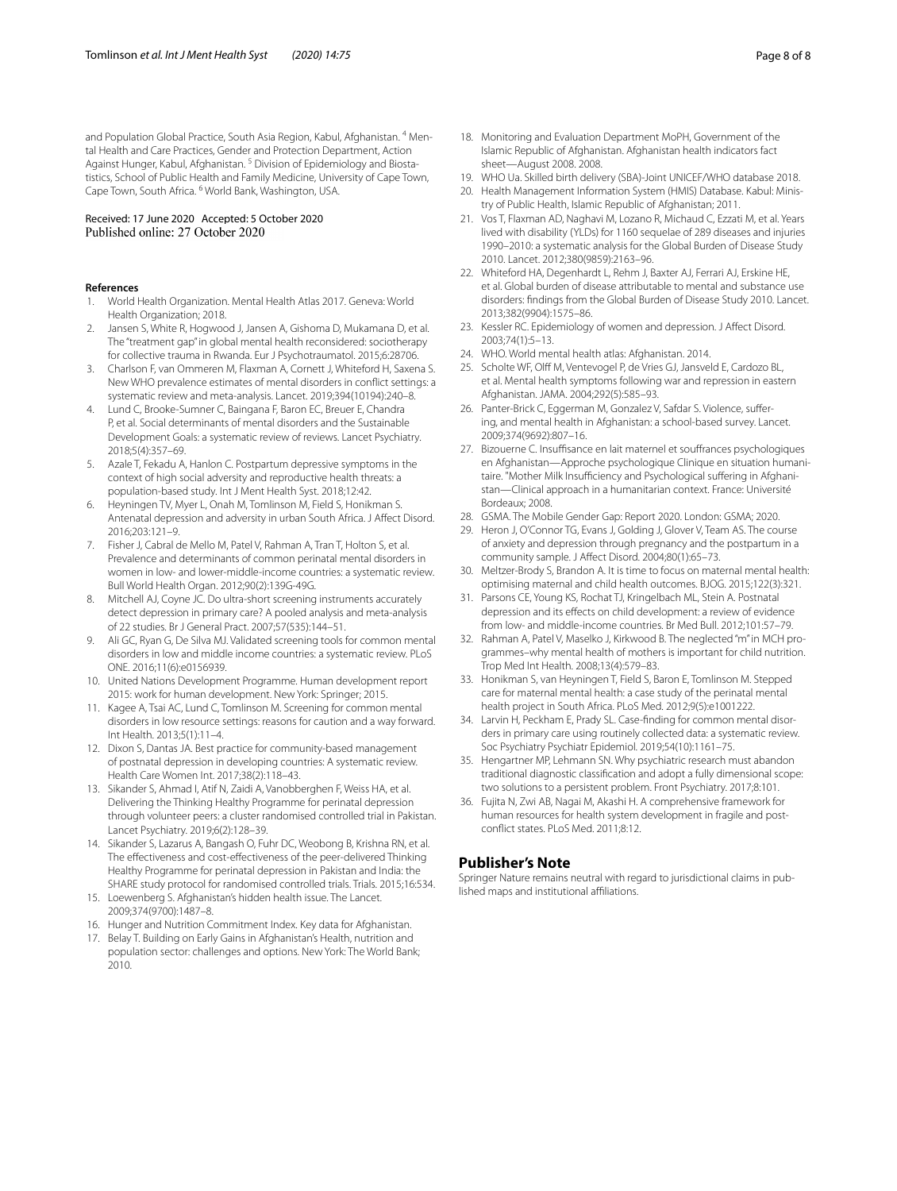and Population Global Practice, South Asia Region, Kabul, Afghanistan. [4] Mental Health and Care Practices, Gender and Protection Department, Action Against Hunger, Kabul, Afghanistan. [5] Division of Epidemiology and Biostatistics, School of Public Health and Family Medicine, University of Cape Town, Cape Town, South Africa. [6] World Bank, Washington, USA.

Received: 17 June 2020 Accepted: 5 October 2020
Published online: 27 October 2020

**References**

1. World Health Organization. Mental Health Atlas 2017. Geneva: World Health Organization; 2018.
2. Jansen S, White R, Hogwood J, Jansen A, Gishoma D, Mukamana D, et al. The "treatment gap" in global mental health reconsidered: sociotherapy for collective trauma in Rwanda. Eur J Psychotraumatol. 2015;6:28706.
3. Charlson F, van Ommeren M, Flaxman A, Cornett J, Whiteford H, Saxena S. New WHO prevalence estimates of mental disorders in conflict settings: a systematic review and meta-analysis. Lancet. 2019;394(10194):240–8.
4. Lund C, Brooke-Sumner C, Baingana F, Baron EC, Breuer E, Chandra P, et al. Social determinants of mental disorders and the Sustainable Development Goals: a systematic review of reviews. Lancet Psychiatry. 2018;5(4):357–69.
5. Azale T, Fekadu A, Hanlon C. Postpartum depressive symptoms in the context of high social adversity and reproductive health threats: a population-based study. Int J Ment Health Syst. 2018;12:42.
6. Heyningen TV, Myer L, Onah M, Tomlinson M, Field S, Honikman S. Antenatal depression and adversity in urban South Africa. J Affect Disord. 2016;203:121–9.
7. Fisher J, Cabral de Mello M, Patel V, Rahman A, Tran T, Holton S, et al. Prevalence and determinants of common perinatal mental disorders in women in low- and lower-middle-income countries: a systematic review. Bull World Health Organ. 2012;90(2):139G-49G.
8. Mitchell AJ, Coyne JC. Do ultra-short screening instruments accurately detect depression in primary care? A pooled analysis and meta-analysis of 22 studies. Br J General Pract. 2007;57(535):144–51.
9. Ali GC, Ryan G, De Silva MJ. Validated screening tools for common mental disorders in low and middle income countries: a systematic review. PLoS ONE. 2016;11(6):e0156939.
10. United Nations Development Programme. Human development report 2015: work for human development. New York: Springer; 2015.
11. Kagee A, Tsai AC, Lund C, Tomlinson M. Screening for common mental disorders in low resource settings: reasons for caution and a way forward. Int Health. 2013;5(1):11–4.
12. Dixon S, Dantas JA. Best practice for community-based management of postnatal depression in developing countries: A systematic review. Health Care Women Int. 2017;38(2):118–43.
13. Sikander S, Ahmad I, Atif N, Zaidi A, Vanobberghen F, Weiss HA, et al. Delivering the Thinking Healthy Programme for perinatal depression through volunteer peers: a cluster randomised controlled trial in Pakistan. Lancet Psychiatry. 2019;6(2):128–39.
14. Sikander S, Lazarus A, Bangash O, Fuhr DC, Weobong B, Krishna RN, et al. The effectiveness and cost-effectiveness of the peer-delivered Thinking Healthy Programme for perinatal depression in Pakistan and India: the SHARE study protocol for randomised controlled trials. Trials. 2015;16:534.
15. Loewenberg S. Afghanistan's hidden health issue. The Lancet. 2009;374(9700):1487–8.
16. Hunger and Nutrition Commitment Index. Key data for Afghanistan.
17. Belay T. Building on Early Gains in Afghanistan's Health, nutrition and population sector: challenges and options. New York: The World Bank; 2010.
18. Monitoring and Evaluation Department MoPH, Government of the Islamic Republic of Afghanistan. Afghanistan health indicators fact sheet—August 2008. 2008.
19. WHO Ua. Skilled birth delivery (SBA)-Joint UNICEF/WHO database 2018.
20. Health Management Information System (HMIS) Database. Kabul: Ministry of Public Health, Islamic Republic of Afghanistan; 2011.
21. Vos T, Flaxman AD, Naghavi M, Lozano R, Michaud C, Ezzati M, et al. Years lived with disability (YLDs) for 1160 sequelae of 289 diseases and injuries 1990–2010: a systematic analysis for the Global Burden of Disease Study 2010. Lancet. 2012;380(9859):2163–96.
22. Whiteford HA, Degenhardt L, Rehm J, Baxter AJ, Ferrari AJ, Erskine HE, et al. Global burden of disease attributable to mental and substance use disorders: findings from the Global Burden of Disease Study 2010. Lancet. 2013;382(9904):1575–86.
23. Kessler RC. Epidemiology of women and depression. J Affect Disord. 2003;74(1):5–13.
24. WHO. World mental health atlas: Afghanistan. 2014.
25. Scholte WF, Olff M, Ventevogel P, de Vries GJ, Jansveld E, Cardozo BL, et al. Mental health symptoms following war and repression in eastern Afghanistan. JAMA. 2004;292(5):585–93.
26. Panter-Brick C, Eggerman M, Gonzalez V, Safdar S. Violence, suffering, and mental health in Afghanistan: a school-based survey. Lancet. 2009;374(9692):807–16.
27. Bizouerne C. Insuffisance en lait maternel et souffrances psychologiques en Afghanistan—Approche psychologique Clinique en situation humanitaire. "Mother Milk Insufficiency and Psychological suffering in Afghanistan—Clinical approach in a humanitarian context. France: Université Bordeaux; 2008.
28. GSMA. The Mobile Gender Gap: Report 2020. London: GSMA; 2020.
29. Heron J, O'Connor TG, Evans J, Golding J, Glover V, Team AS. The course of anxiety and depression through pregnancy and the postpartum in a community sample. J Affect Disord. 2004;80(1):65–73.
30. Meltzer-Brody S, Brandon A. It is time to focus on maternal mental health: optimising maternal and child health outcomes. BJOG. 2015;122(3):321.
31. Parsons CE, Young KS, Rochat TJ, Kringelbach ML, Stein A. Postnatal depression and its effects on child development: a review of evidence from low- and middle-income countries. Br Med Bull. 2012;101:57–79.
32. Rahman A, Patel V, Maselko J, Kirkwood B. The neglected "m" in MCH programmes–why mental health of mothers is important for child nutrition. Trop Med Int Health. 2008;13(4):579–83.
33. Honikman S, van Heyningen T, Field S, Baron E, Tomlinson M. Stepped care for maternal mental health: a case study of the perinatal mental health project in South Africa. PLoS Med. 2012;9(5):e1001222.
34. Larvin H, Peckham E, Prady SL. Case-finding for common mental disorders in primary care using routinely collected data: a systematic review. Soc Psychiatry Psychiatr Epidemiol. 2019;54(10):1161–75.
35. Hengartner MP, Lehmann SN. Why psychiatric research must abandon traditional diagnostic classification and adopt a fully dimensional scope: two solutions to a persistent problem. Front Psychiatry. 2017;8:101.
36. Fujita N, Zwi AB, Nagai M, Akashi H. A comprehensive framework for human resources for health system development in fragile and post-conflict states. PLoS Med. 2011;8:12.

## Publisher's Note

Springer Nature remains neutral with regard to jurisdictional claims in published maps and institutional affiliations.